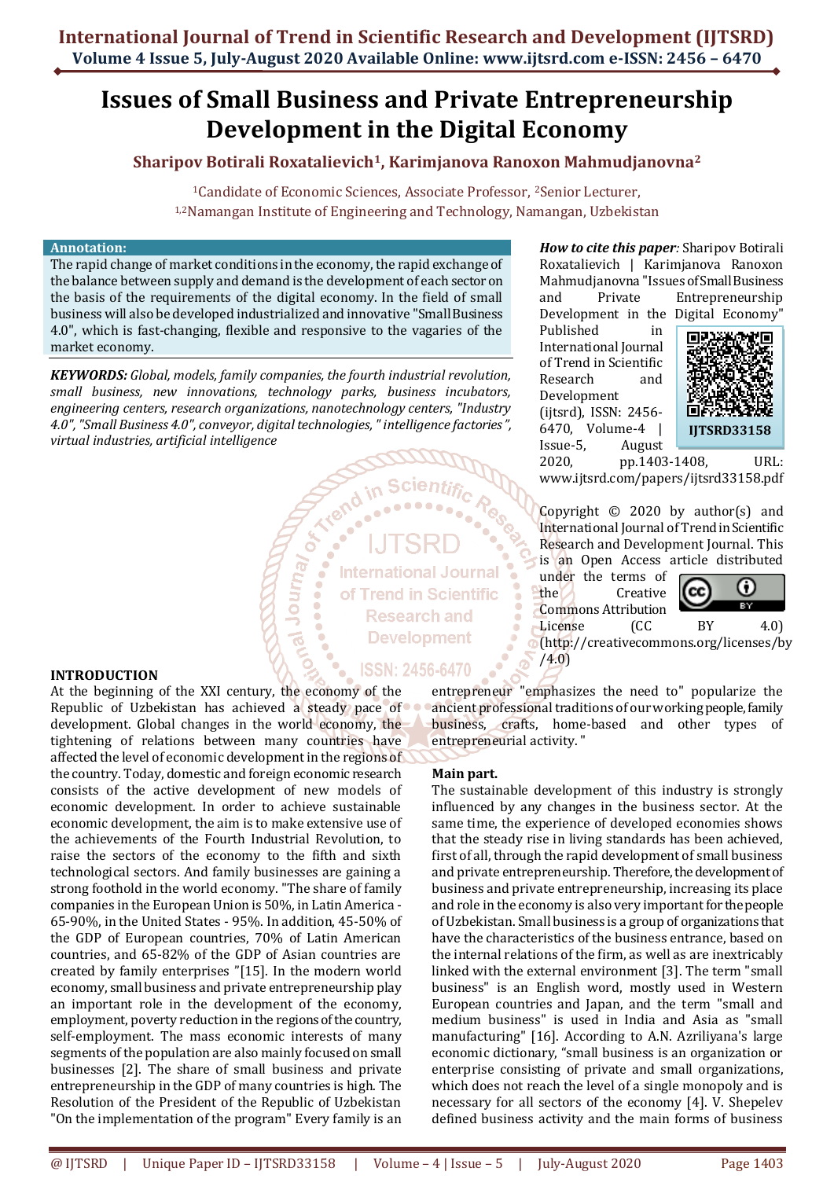# Issues of Small Business and Private Entrepreneurship Development in the Digital Economy

**Sharipov Botirali Roxatalievich[1], Karimjanova Ranoxon Mahmudjanovna[2]**

[1]Candidate of Economic Sciences, Associate Professor, [2]Senior Lecturer,
[1,2]Namangan Institute of Engineering and Technology, Namangan, Uzbekistan

**Annotation:**
The rapid change of market conditions in the economy, the rapid exchange of the balance between supply and demand is the development of each sector on the basis of the requirements of the digital economy. In the field of small business will also be developed industrialized and innovative "Small Business 4.0", which is fast-changing, flexible and responsive to the vagaries of the market economy.

***KEYWORDS:*** *Global, models, family companies, the fourth industrial revolution, small business, new innovations, technology parks, business incubators, engineering centers, research organizations, nanotechnology centers, "Industry 4.0", "Small Business 4.0", conveyor, digital technologies, " intelligence factories", virtual industries, artificial intelligence*

***How to cite this paper****:* Sharipov Botirali Roxatalievich | Karimjanova Ranoxon Mahmudjanovna "Issues of Small Business and Private Entrepreneurship Development in the Digital Economy" Published in International Journal of Trend in Scientific Research and Development (ijtsrd), ISSN: 2456-6470, Volume-4 | Issue-5, August 2020, pp.1403-1408, URL: www.ijtsrd.com/papers/ijtsrd33158.pdf

**IJTSRD33158**

Copyright © 2020 by author(s) and International Journal of Trend in Scientific Research and Development Journal. This is an Open Access article distributed under the terms of the Creative Commons Attribution License (CC BY 4.0) (http://creativecommons.org/licenses/by/4.0)

## INTRODUCTION

At the beginning of the XXI century, the economy of the Republic of Uzbekistan has achieved a steady pace of development. Global changes in the world economy, the tightening of relations between many countries have affected the level of economic development in the regions of the country. Today, domestic and foreign economic research consists of the active development of new models of economic development. In order to achieve sustainable economic development, the aim is to make extensive use of the achievements of the Fourth Industrial Revolution, to raise the sectors of the economy to the fifth and sixth technological sectors. And family businesses are gaining a strong foothold in the world economy. "The share of family companies in the European Union is 50%, in Latin America - 65-90%, in the United States - 95%. In addition, 45-50% of the GDP of European countries, 70% of Latin American countries, and 65-82% of the GDP of Asian countries are created by family enterprises "[15]. In the modern world economy, small business and private entrepreneurship play an important role in the development of the economy, employment, poverty reduction in the regions of the country, self-employment. The mass economic interests of many segments of the population are also mainly focused on small businesses [2]. The share of small business and private entrepreneurship in the GDP of many countries is high. The Resolution of the President of the Republic of Uzbekistan "On the implementation of the program" Every family is an entrepreneur "emphasizes the need to" popularize the ancient professional traditions of our working people, family business, crafts, home-based and other types of entrepreneurial activity. "

## Main part.

The sustainable development of this industry is strongly influenced by any changes in the business sector. At the same time, the experience of developed economies shows that the steady rise in living standards has been achieved, first of all, through the rapid development of small business and private entrepreneurship. Therefore, the development of business and private entrepreneurship, increasing its place and role in the economy is also very important for the people of Uzbekistan. Small business is a group of organizations that have the characteristics of the business entrance, based on the internal relations of the firm, as well as are inextricably linked with the external environment [3]. The term "small business" is an English word, mostly used in Western European countries and Japan, and the term "small and medium business" is used in India and Asia as "small manufacturing" [16]. According to A.N. Azriliyana's large economic dictionary, "small business is an organization or enterprise consisting of private and small organizations, which does not reach the level of a single monopoly and is necessary for all sectors of the economy [4]. V. Shepelev defined business activity and the main forms of business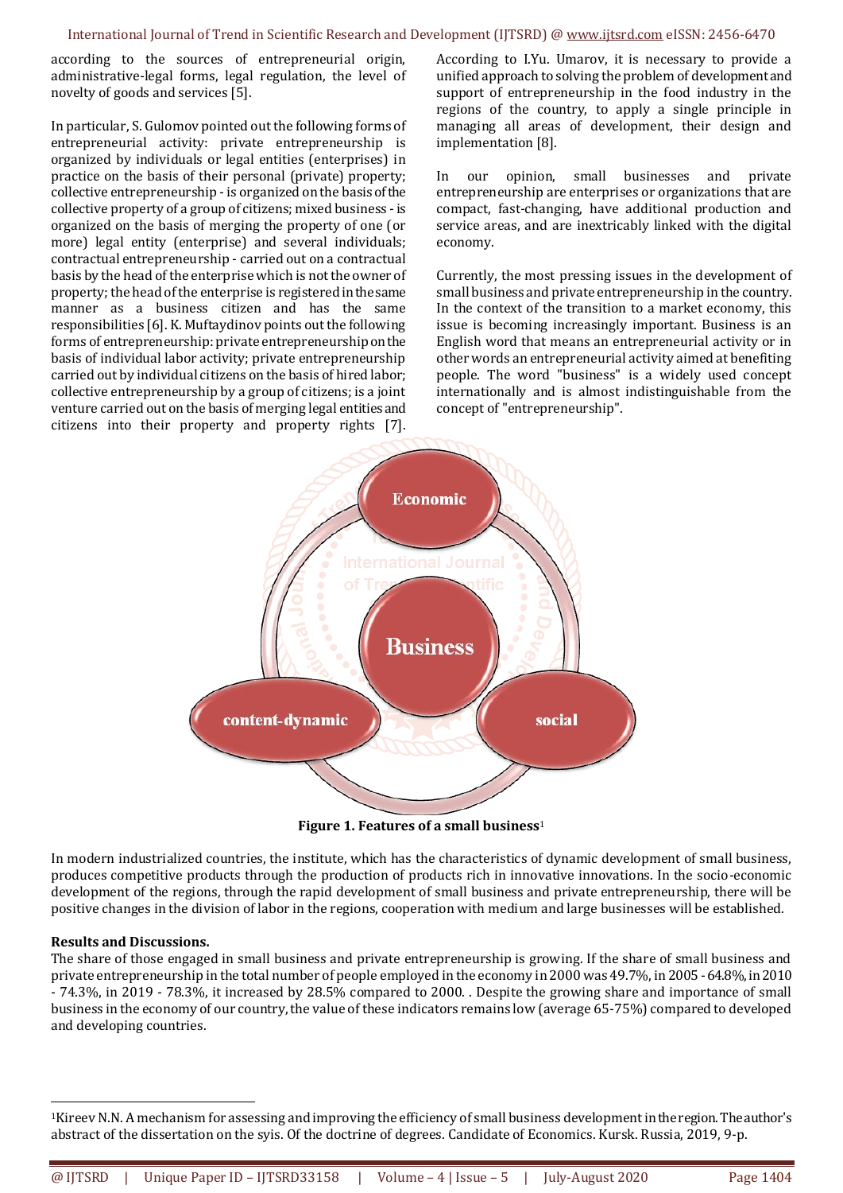according to the sources of entrepreneurial origin, administrative-legal forms, legal regulation, the level of novelty of goods and services [5].

In particular, S. Gulomov pointed out the following forms of entrepreneurial activity: private entrepreneurship is organized by individuals or legal entities (enterprises) in practice on the basis of their personal (private) property; collective entrepreneurship - is organized on the basis of the collective property of a group of citizens; mixed business - is organized on the basis of merging the property of one (or more) legal entity (enterprise) and several individuals; contractual entrepreneurship - carried out on a contractual basis by the head of the enterprise which is not the owner of property; the head of the enterprise is registered in the same manner as a business citizen and has the same responsibilities [6]. K. Muftaydinov points out the following forms of entrepreneurship: private entrepreneurship on the basis of individual labor activity; private entrepreneurship carried out by individual citizens on the basis of hired labor; collective entrepreneurship by a group of citizens; is a joint venture carried out on the basis of merging legal entities and citizens into their property and property rights [7].

According to I.Yu. Umarov, it is necessary to provide a unified approach to solving the problem of development and support of entrepreneurship in the food industry in the regions of the country, to apply a single principle in managing all areas of development, their design and implementation [8].

In our opinion, small businesses and private entrepreneurship are enterprises or organizations that are compact, fast-changing, have additional production and service areas, and are inextricably linked with the digital economy.

Currently, the most pressing issues in the development of small business and private entrepreneurship in the country. In the context of the transition to a market economy, this issue is becoming increasingly important. Business is an English word that means an entrepreneurial activity or in other words an entrepreneurial activity aimed at benefiting people. The word "business" is a widely used concept internationally and is almost indistinguishable from the concept of "entrepreneurship".

Economic

Business

content-dynamic

social

**Figure 1. Features of a small business**[1]

In modern industrialized countries, the institute, which has the characteristics of dynamic development of small business, produces competitive products through the production of products rich in innovative innovations. In the socio-economic development of the regions, through the rapid development of small business and private entrepreneurship, there will be positive changes in the division of labor in the regions, cooperation with medium and large businesses will be established.

**Results and Discussions.**

The share of those engaged in small business and private entrepreneurship is growing. If the share of small business and private entrepreneurship in the total number of people employed in the economy in 2000 was 49.7%, in 2005 - 64.8%, in 2010 - 74.3%, in 2019 - 78.3%, it increased by 28.5% compared to 2000. . Despite the growing share and importance of small business in the economy of our country, the value of these indicators remains low (average 65-75%) compared to developed and developing countries.

[1]Kireev N.N. A mechanism for assessing and improving the efficiency of small business development in the region. The author's abstract of the dissertation on the syis. Of the doctrine of degrees. Candidate of Economics. Kursk. Russia, 2019, 9-p.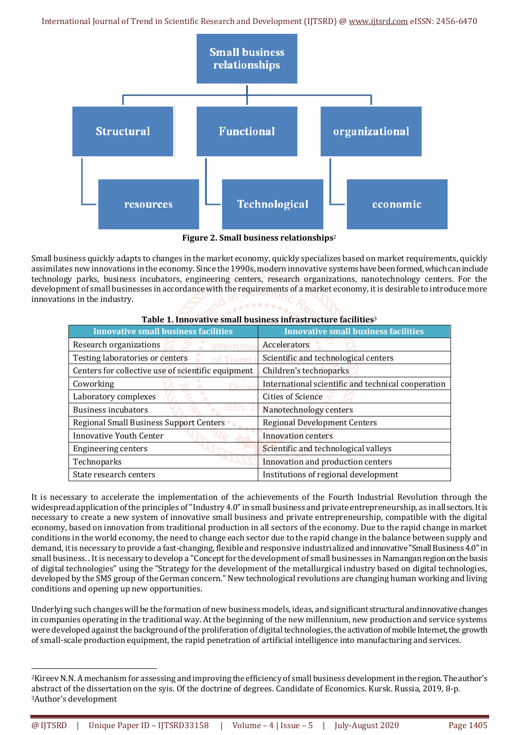Small business relationships

Structural — resources

Functional — Technological

organizational — economic

**Figure 2. Small business relationships**[2]

Small business quickly adapts to changes in the market economy, quickly specializes based on market requirements, quickly assimilates new innovations in the economy. Since the 1990s, modern innovative systems have been formed, which can include technology parks, business incubators, engineering centers, research organizations, nanotechnology centers. For the development of small businesses in accordance with the requirements of a market economy, it is desirable to introduce more innovations in the industry.

**Table 1. Innovative small business infrastructure facilities**[3]

| Innovative small business facilities | Innovative small business facilities |
|---|---|
| Research organizations | Accelerators |
| Testing laboratories or centers | Scientific and technological centers |
| Centers for collective use of scientific equipment | Children's technoparks |
| Coworking | International scientific and technical cooperation |
| Laboratory complexes | Cities of Science |
| Business incubators | Nanotechnology centers |
| Regional Small Business Support Centers | Regional Development Centers |
| Innovative Youth Center | Innovation centers |
| Engineering centers | Scientific and technological valleys |
| Technoparks | Innovation and production centers |
| State research centers | Institutions of regional development |

It is necessary to accelerate the implementation of the achievements of the Fourth Industrial Revolution through the widespread application of the principles of "Industry 4.0" in small business and private entrepreneurship, as in all sectors. It is necessary to create a new system of innovative small business and private entrepreneurship, compatible with the digital economy, based on innovation from traditional production in all sectors of the economy. Due to the rapid change in market conditions in the world economy, the need to change each sector due to the rapid change in the balance between supply and demand, it is necessary to provide a fast-changing, flexible and responsive industrialized and innovative "Small Business 4.0" in small business.. It is necessary to develop a "Concept for the development of small businesses in Namangan region on the basis of digital technologies" using the "Strategy for the development of the metallurgical industry based on digital technologies, developed by the SMS group of the German concern." New technological revolutions are changing human working and living conditions and opening up new opportunities.

Underlying such changes will be the formation of new business models, ideas, and significant structural and innovative changes in companies operating in the traditional way. At the beginning of the new millennium, new production and service systems were developed against the background of the proliferation of digital technologies, the activation of mobile Internet, the growth of small-scale production equipment, the rapid penetration of artificial intelligence into manufacturing and services.

---

[2]Kireev N.N. A mechanism for assessing and improving the efficiency of small business development in the region. The author's abstract of the dissertation on the syis. Of the doctrine of degrees. Candidate of Economics. Kursk. Russia, 2019, 8-p.
[3]Author's development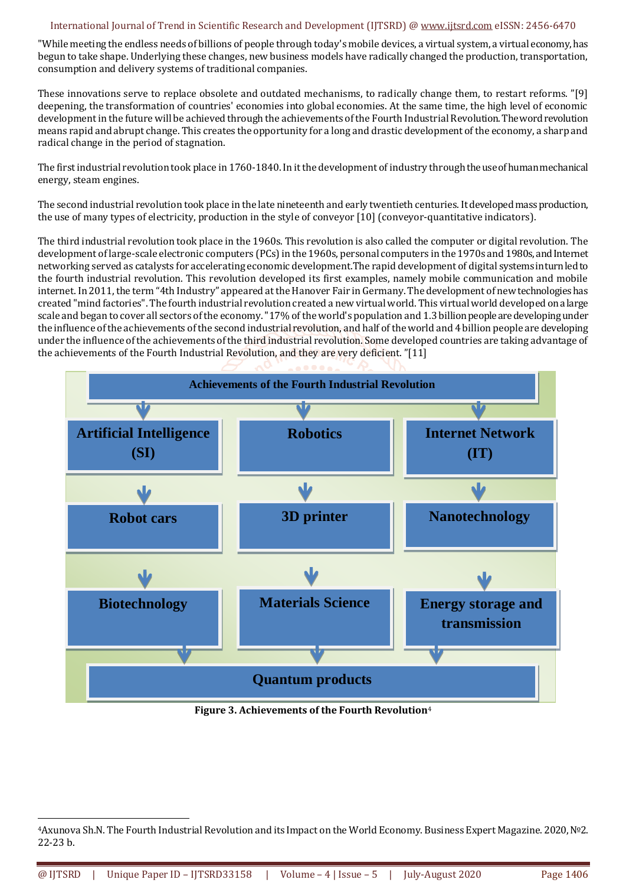"While meeting the endless needs of billions of people through today's mobile devices, a virtual system, a virtual economy, has begun to take shape. Underlying these changes, new business models have radically changed the production, transportation, consumption and delivery systems of traditional companies.

These innovations serve to replace obsolete and outdated mechanisms, to radically change them, to restart reforms. "[9] deepening, the transformation of countries' economies into global economies. At the same time, the high level of economic development in the future will be achieved through the achievements of the Fourth Industrial Revolution. The word revolution means rapid and abrupt change. This creates the opportunity for a long and drastic development of the economy, a sharp and radical change in the period of stagnation.

The first industrial revolution took place in 1760-1840. In it the development of industry through the use of human mechanical energy, steam engines.

The second industrial revolution took place in the late nineteenth and early twentieth centuries. It developed mass production, the use of many types of electricity, production in the style of conveyor [10] (conveyor-quantitative indicators).

The third industrial revolution took place in the 1960s. This revolution is also called the computer or digital revolution. The development of large-scale electronic computers (PCs) in the 1960s, personal computers in the 1970s and 1980s, and Internet networking served as catalysts for accelerating economic development.The rapid development of digital systems in turn led to the fourth industrial revolution. This revolution developed its first examples, namely mobile communication and mobile internet. In 2011, the term "4th Industry" appeared at the Hanover Fair in Germany. The development of new technologies has created "mind factories". The fourth industrial revolution created a new virtual world. This virtual world developed on a large scale and began to cover all sectors of the economy. "17% of the world's population and 1.3 billion people are developing under the influence of the achievements of the second industrial revolution, and half of the world and 4 billion people are developing under the influence of the achievements of the third industrial revolution. Some developed countries are taking advantage of the achievements of the Fourth Industrial Revolution, and they are very deficient. "[11]

Achievements of the Fourth Industrial Revolution

| | | |
|---|---|---|
| Artificial Intelligence (SI) | Robotics | Internet Network (IT) |
| Robot cars | 3D printer | Nanotechnology |
| Biotechnology | Materials Science | Energy storage and transmission |

Quantum products

**Figure 3. Achievements of the Fourth Revolution**[4]

[4] Axunova Sh.N. The Fourth Industrial Revolution and its Impact on the World Economy. Business Expert Magazine. 2020, №2. 22-23 b.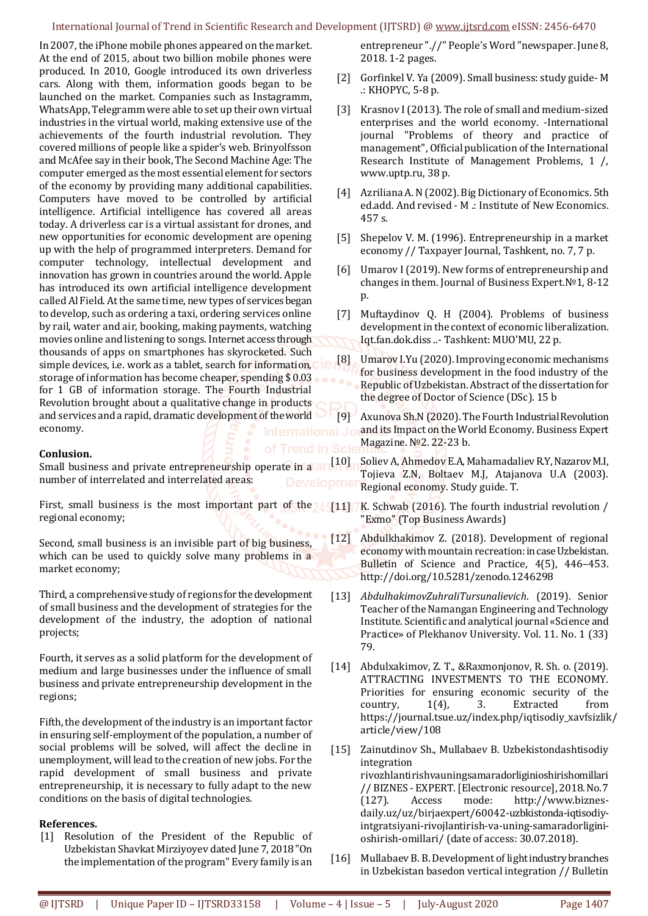In 2007, the iPhone mobile phones appeared on the market. At the end of 2015, about two billion mobile phones were produced. In 2010, Google introduced its own driverless cars. Along with them, information goods began to be launched on the market. Companies such as Instagramm, WhatsApp, Telegramm were able to set up their own virtual industries in the virtual world, making extensive use of the achievements of the fourth industrial revolution. They covered millions of people like a spider's web. Brinyolfsson and McAfee say in their book, The Second Machine Age: The computer emerged as the most essential element for sectors of the economy by providing many additional capabilities. Computers have moved to be controlled by artificial intelligence. Artificial intelligence has covered all areas today. A driverless car is a virtual assistant for drones, and new opportunities for economic development are opening up with the help of programmed interpreters. Demand for computer technology, intellectual development and innovation has grown in countries around the world. Apple has introduced its own artificial intelligence development called Al Field. At the same time, new types of services began to develop, such as ordering a taxi, ordering services online by rail, water and air, booking, making payments, watching movies online and listening to songs. Internet access through thousands of apps on smartphones has skyrocketed. Such simple devices, i.e. work as a tablet, search for information, storage of information has become cheaper, spending $ 0.03 for 1 GB of information storage. The Fourth Industrial Revolution brought about a qualitative change in products and services and a rapid, dramatic development of the world economy.

**Conlusion.**

Small business and private entrepreneurship operate in a number of interrelated and interrelated areas:

First, small business is the most important part of the regional economy;

Second, small business is an invisible part of big business, which can be used to quickly solve many problems in a market economy;

Third, a comprehensive study of regions for the development of small business and the development of strategies for the development of the industry, the adoption of national projects;

Fourth, it serves as a solid platform for the development of medium and large businesses under the influence of small business and private entrepreneurship development in the regions;

Fifth, the development of the industry is an important factor in ensuring self-employment of the population, a number of social problems will be solved, will affect the decline in unemployment, will lead to the creation of new jobs. For the rapid development of small business and private entrepreneurship, it is necessary to fully adapt to the new conditions on the basis of digital technologies.

**References.**

[1] Resolution of the President of the Republic of Uzbekistan Shavkat Mirziyoyev dated June 7, 2018 "On the implementation of the program" Every family is an entrepreneur ".//" People's Word "newspaper. June 8, 2018. 1-2 pages.

[2] Gorfinkel V. Ya (2009). Small business: study guide- M .: KHOPYC, 5-8 p.

[3] Krasnov I (2013). The role of small and medium-sized enterprises and the world economy. -International journal "Problems of theory and practice of management", Official publication of the International Research Institute of Management Problems, 1 /, www.uptp.ru, 38 p.

[4] Azriliana A. N (2002). Big Dictionary of Economics. 5th ed.add. And revised - M .: Institute of New Economics. 457 s.

[5] Shepelov V. M. (1996). Entrepreneurship in a market economy // Taxpayer Journal, Tashkent, no. 7, 7 p.

[6] Umarov I (2019). New forms of entrepreneurship and changes in them. Journal of Business Expert.№1, 8-12 p.

[7] Muftaydinov Q. H (2004). Problems of business development in the context of economic liberalization. Iqt.fan.dok.diss ..- Tashkent: MUO'MU, 22 p.

[8] Umarov I.Yu (2020). Improving economic mechanisms for business development in the food industry of the Republic of Uzbekistan. Abstract of the dissertation for the degree of Doctor of Science (DSc). 15 b

[9] Axunova Sh.N (2020). The Fourth Industrial Revolution and its Impact on the World Economy. Business Expert Magazine. №2. 22-23 b.

[10] Soliev A, Ahmedov E.A, Mahamadaliev R.Y, Nazarov M.I, Tojieva Z.N, Boltaev M.J, Atajanova U.A (2003). Regional economy. Study guide. T.

[11] K. Schwab (2016). The fourth industrial revolution / "Exmo" (Top Business Awards)

[12] Abdulkhakimov Z. (2018). Development of regional economy with mountain recreation: in case Uzbekistan. Bulletin of Science and Practice, 4(5), 446–453. http://doi.org/10.5281/zenodo.1246298

[13] *AbdulhakimovZuhraliTursunalievich*. (2019). Senior Teacher of the Namangan Engineering and Technology Institute. Scientific and analytical journal «Science and Practice» of Plekhanov University. Vol. 11. No. 1 (33) 79.

[14] Abdulxakimov, Z. T., &Raxmonjonov, R. Sh. o. (2019). ATTRACTING INVESTMENTS TO THE ECONOMY. Priorities for ensuring economic security of the country, 1(4), 3. Extracted from https://journal.tsue.uz/index.php/iqtisodiy_xavfsizlik/article/view/108

[15] Zainutdinov Sh., Mullabaev B. Uzbekistondashtisodiy integration rivozhlantirishvauningsamaradorliginioshirishomillari // BIZNES - EXPERT. [Electronic resource], 2018. No. 7 (127). Access mode: http://www.biznes-daily.uz/uz/birjaexpert/60042-uzbkistonda-iqtisodiy-intgratsiyani-rivojlantirish-va-uning-samaradorligini-oshirish-omillari/ (date of access: 30.07.2018).

[16] Mullabaev B. B. Development of light industry branches in Uzbekistan basedon vertical integration // Bulletin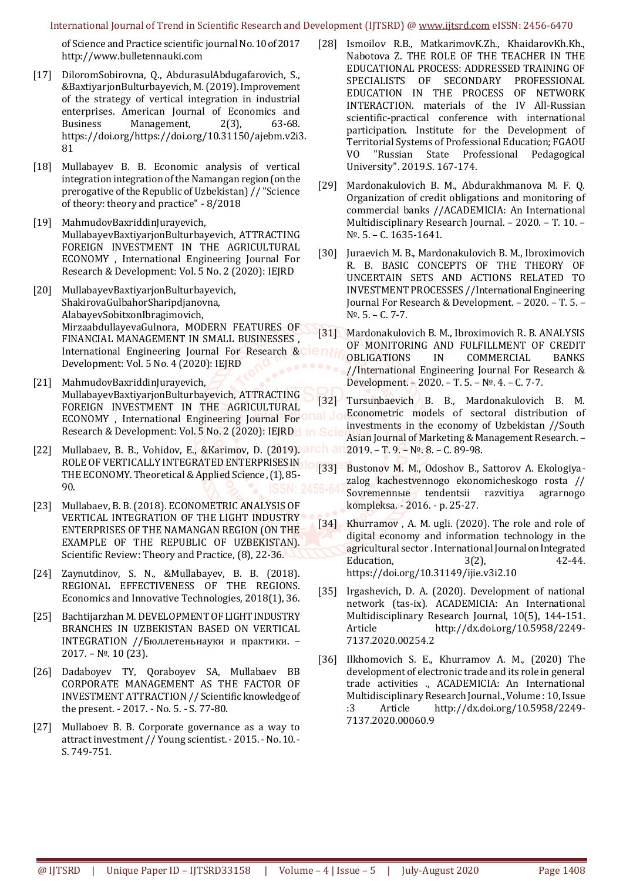of Science and Practice scientific journal No. 10 of 2017 http://www.bulletennauki.com

[17] DiloromSobirovna, Q., AbdurasulAbdugafarovich, S., &BaxtiyarjonBulturbayevich, M. (2019). Improvement of the strategy of vertical integration in industrial enterprises. American Journal of Economics and Business Management, 2(3), 63-68. https://doi.org/https://doi.org/10.31150/ajebm.v2i3.81

[18] Mullabayev B. B. Economic analysis of vertical integration integration of the Namangan region (on the prerogative of the Republic of Uzbekistan) // "Science of theory: theory and practice" - 8/2018

[19] MahmudovBaxriddinJurayevich, MullabayevBaxtiyarjonBulturbayevich, ATTRACTING FOREIGN INVESTMENT IN THE AGRICULTURAL ECONOMY , International Engineering Journal For Research & Development: Vol. 5 No. 2 (2020): IEJRD

[20] MullabayevBaxtiyarjonBulturbayevich, ShakirovaGulbahorSharipdjanovna, AlabayevSobitxonIbragimovich, MirzaabdullayevaGulnora, MODERN FEATURES OF FINANCIAL MANAGEMENT IN SMALL BUSINESSES , International Engineering Journal For Research & Development: Vol. 5 No. 4 (2020): IEJRD

[21] MahmudovBaxriddinJurayevich, MullabayevBaxtiyarjonBulturbayevich, ATTRACTING FOREIGN INVESTMENT IN THE AGRICULTURAL ECONOMY , International Engineering Journal For Research & Development: Vol. 5 No. 2 (2020): IEJRD

[22] Mullabaev, B. B., Vohidov, E., &Karimov, D. (2019). ROLE OF VERTICALLY INTEGRATED ENTERPRISES IN THE ECONOMY. Theoretical & Applied Science , (1), 85-90.

[23] Mullabaev, B. B. (2018). ECONOMETRIC ANALYSIS OF VERTICAL INTEGRATION OF THE LIGHT INDUSTRY ENTERPRISES OF THE NAMANGAN REGION (ON THE EXAMPLE OF THE REPUBLIC OF UZBEKISTAN). Scientific Review: Theory and Practice, (8), 22-36.

[24] Zaynutdinov, S. N., &Mullabayev, B. B. (2018). REGIONAL EFFECTIVENESS OF THE REGIONS. Economics and Innovative Technologies, 2018(1), 36.

[25] Bachtijarzhan M. DEVELOPMENT OF LIGHT INDUSTRY BRANCHES IN UZBEKISTAN BASED ON VERTICAL INTEGRATION //Бюллетеньнауки и практики. – 2017. – №. 10 (23).

[26] Dadaboyev TY, Qoraboyev SA, Mullabaev BB CORPORATE MANAGEMENT AS THE FACTOR OF INVESTMENT ATTRACTION // Scientific knowledge of the present. - 2017. - No. 5. - S. 77-80.

[27] Mullaboev B. B. Corporate governance as a way to attract investment // Young scientist. - 2015. - No. 10. - S. 749-751.

[28] Ismoilov R.B., MatkarimovK.Zh., KhaidarovKh.Kh., Nabotova Z. THE ROLE OF THE TEACHER IN THE EDUCATIONAL PROCESS: ADDRESSED TRAINING OF SPECIALISTS OF SECONDARY PROFESSIONAL EDUCATION IN THE PROCESS OF NETWORK INTERACTION. materials of the IV All-Russian scientific-practical conference with international participation. Institute for the Development of Territorial Systems of Professional Education; FGAOU VO "Russian State Professional Pedagogical University". 2019.S. 167-174.

[29] Mardonakulovich B. M., Abdurakhmanova M. F. Q. Organization of credit obligations and monitoring of commercial banks //ACADEMICIA: An International Multidisciplinary Research Journal. – 2020. – T. 10. – №. 5. – C. 1635-1641.

[30] Juraevich M. B., Mardonakulovich B. M., Ibroximovich R. B. BASIC CONCEPTS OF THE THEORY OF UNCERTAIN SETS AND ACTIONS RELATED TO INVESTMENT PROCESSES //International Engineering Journal For Research & Development. – 2020. – T. 5. – №. 5. – C. 7-7.

[31] Mardonakulovich B. M., Ibroximovich R. B. ANALYSIS OF MONITORING AND FULFILLMENT OF CREDIT OBLIGATIONS IN COMMERCIAL BANKS //International Engineering Journal For Research & Development. – 2020. – T. 5. – №. 4. – C. 7-7.

[32] Tursunbaevich B. B., Mardonakulovich B. M. Econometric models of sectoral distribution of investments in the economy of Uzbekistan //South Asian Journal of Marketing & Management Research. – 2019. – T. 9. – №. 8. – C. 89-98.

[33] Bustonov M. M., Odoshov B., Sattorov A. Ekologiya-zalog kachestvennogo ekonomicheskogo rosta // Sovremennыe tendentsii razvitiya agrarnogo kompleksa. - 2016. - p. 25-27.

[34] Khurramov , A. M. ugli. (2020). The role and role of digital economy and information technology in the agricultural sector . International Journal on Integrated Education, 3(2), 42-44. https://doi.org/10.31149/ijie.v3i2.10

[35] Irgashevich, D. A. (2020). Development of national network (tas-ix). ACADEMICIA: An International Multidisciplinary Research Journal, 10(5), 144-151. Article http://dx.doi.org/10.5958/2249-7137.2020.00254.2

[36] Ilkhomovich S. E., Khurramov A. M., (2020) The development of electronic trade and its role in general trade activities ., ACADEMICIA: An International Multidisciplinary Research Journal., Volume : 10, Issue :3 Article http://dx.doi.org/10.5958/2249-7137.2020.00060.9